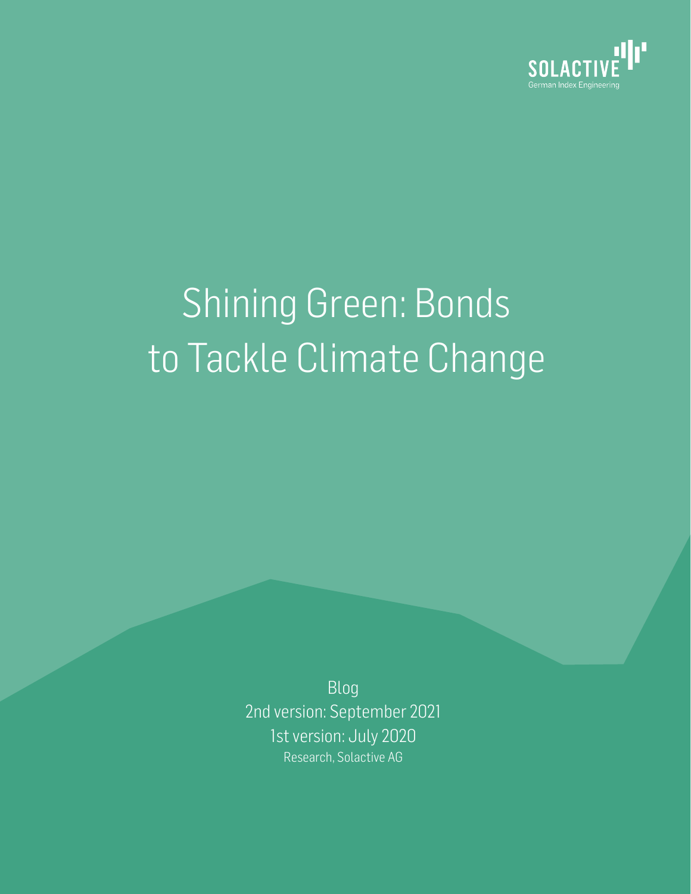SOLACTIVE
German Index Engineering

# Shining Green: Bonds to Tackle Climate Change

Blog
2nd version: September 2021
1st version: July 2020
Research, Solactive AG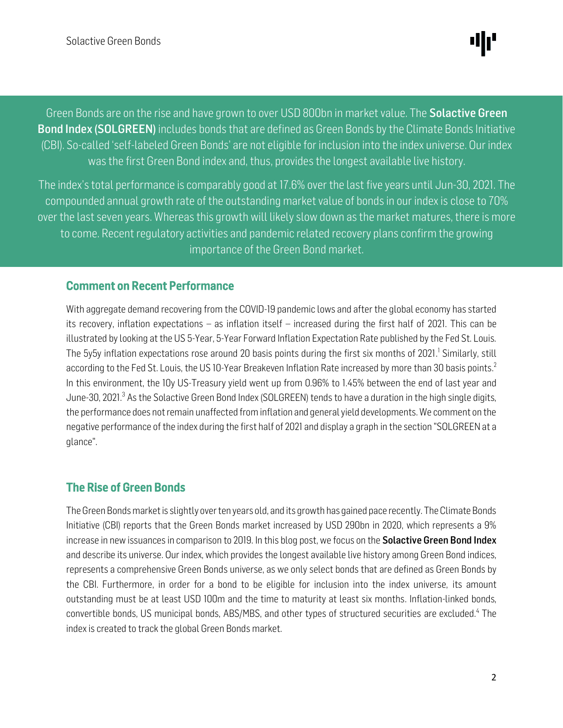Green Bonds are on the rise and have grown to over USD 800bn in market value. The **Solactive Green Bond Index (SOLGREEN)** includes bonds that are defined as Green Bonds by the Climate Bonds Initiative (CBI). So-called 'self-labeled Green Bonds' are not eligible for inclusion into the index universe. Our index was the first Green Bond index and, thus, provides the longest available live history.

The index's total performance is comparably good at 17.6% over the last five years until Jun-30, 2021. The compounded annual growth rate of the outstanding market value of bonds in our index is close to 70% over the last seven years. Whereas this growth will likely slow down as the market matures, there is more to come. Recent regulatory activities and pandemic related recovery plans confirm the growing importance of the Green Bond market.

## Comment on Recent Performance

With aggregate demand recovering from the COVID-19 pandemic lows and after the global economy has started its recovery, inflation expectations – as inflation itself – increased during the first half of 2021. This can be illustrated by looking at the US 5-Year, 5-Year Forward Inflation Expectation Rate published by the Fed St. Louis. The 5y5y inflation expectations rose around 20 basis points during the first six months of 2021.[1] Similarly, still according to the Fed St. Louis, the US 10-Year Breakeven Inflation Rate increased by more than 30 basis points.[2] In this environment, the 10y US-Treasury yield went up from 0.96% to 1.45% between the end of last year and June-30, 2021.[3] As the Solactive Green Bond Index (SOLGREEN) tends to have a duration in the high single digits, the performance does not remain unaffected from inflation and general yield developments. We comment on the negative performance of the index during the first half of 2021 and display a graph in the section "SOLGREEN at a glance".

## The Rise of Green Bonds

The Green Bonds market is slightly over ten years old, and its growth has gained pace recently. The Climate Bonds Initiative (CBI) reports that the Green Bonds market increased by USD 290bn in 2020, which represents a 9% increase in new issuances in comparison to 2019. In this blog post, we focus on the **Solactive Green Bond Index** and describe its universe. Our index, which provides the longest available live history among Green Bond indices, represents a comprehensive Green Bonds universe, as we only select bonds that are defined as Green Bonds by the CBI. Furthermore, in order for a bond to be eligible for inclusion into the index universe, its amount outstanding must be at least USD 100m and the time to maturity at least six months. Inflation-linked bonds, convertible bonds, US municipal bonds, ABS/MBS, and other types of structured securities are excluded.[4] The index is created to track the global Green Bonds market.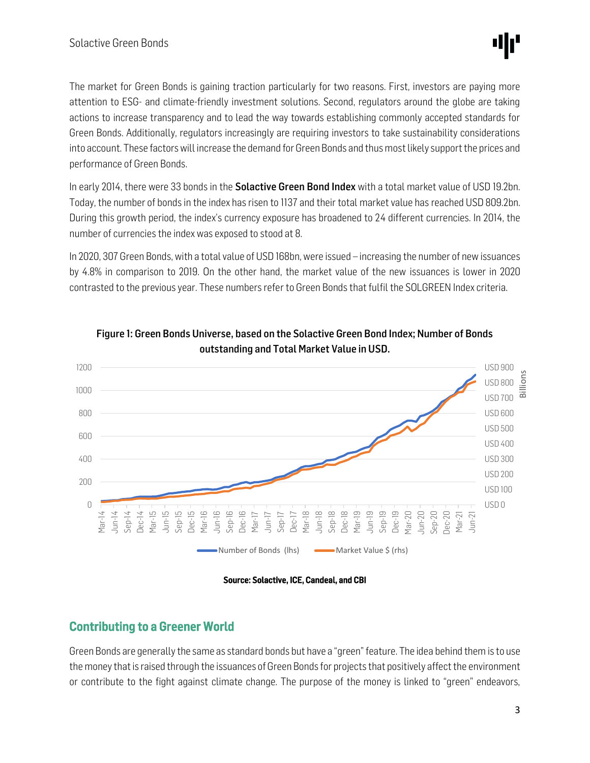The market for Green Bonds is gaining traction particularly for two reasons. First, investors are paying more attention to ESG- and climate-friendly investment solutions. Second, regulators around the globe are taking actions to increase transparency and to lead the way towards establishing commonly accepted standards for Green Bonds. Additionally, regulators increasingly are requiring investors to take sustainability considerations into account. These factors will increase the demand for Green Bonds and thus most likely support the prices and performance of Green Bonds.

In early 2014, there were 33 bonds in the **Solactive Green Bond Index** with a total market value of USD 19.2bn. Today, the number of bonds in the index has risen to 1137 and their total market value has reached USD 809.2bn. During this growth period, the index's currency exposure has broadened to 24 different currencies. In 2014, the number of currencies the index was exposed to stood at 8.

In 2020, 307 Green Bonds, with a total value of USD 168bn, were issued – increasing the number of new issuances by 4.8% in comparison to 2019. On the other hand, the market value of the new issuances is lower in 2020 contrasted to the previous year. These numbers refer to Green Bonds that fulfil the SOLGREEN Index criteria.

**Figure 1: Green Bonds Universe, based on the Solactive Green Bond Index; Number of Bonds outstanding and Total Market Value in USD.**

**Source: Solactive, ICE, Candeal, and CBI**

## Contributing to a Greener World

Green Bonds are generally the same as standard bonds but have a "green" feature. The idea behind them is to use the money that is raised through the issuances of Green Bonds for projects that positively affect the environment or contribute to the fight against climate change. The purpose of the money is linked to "green" endeavors,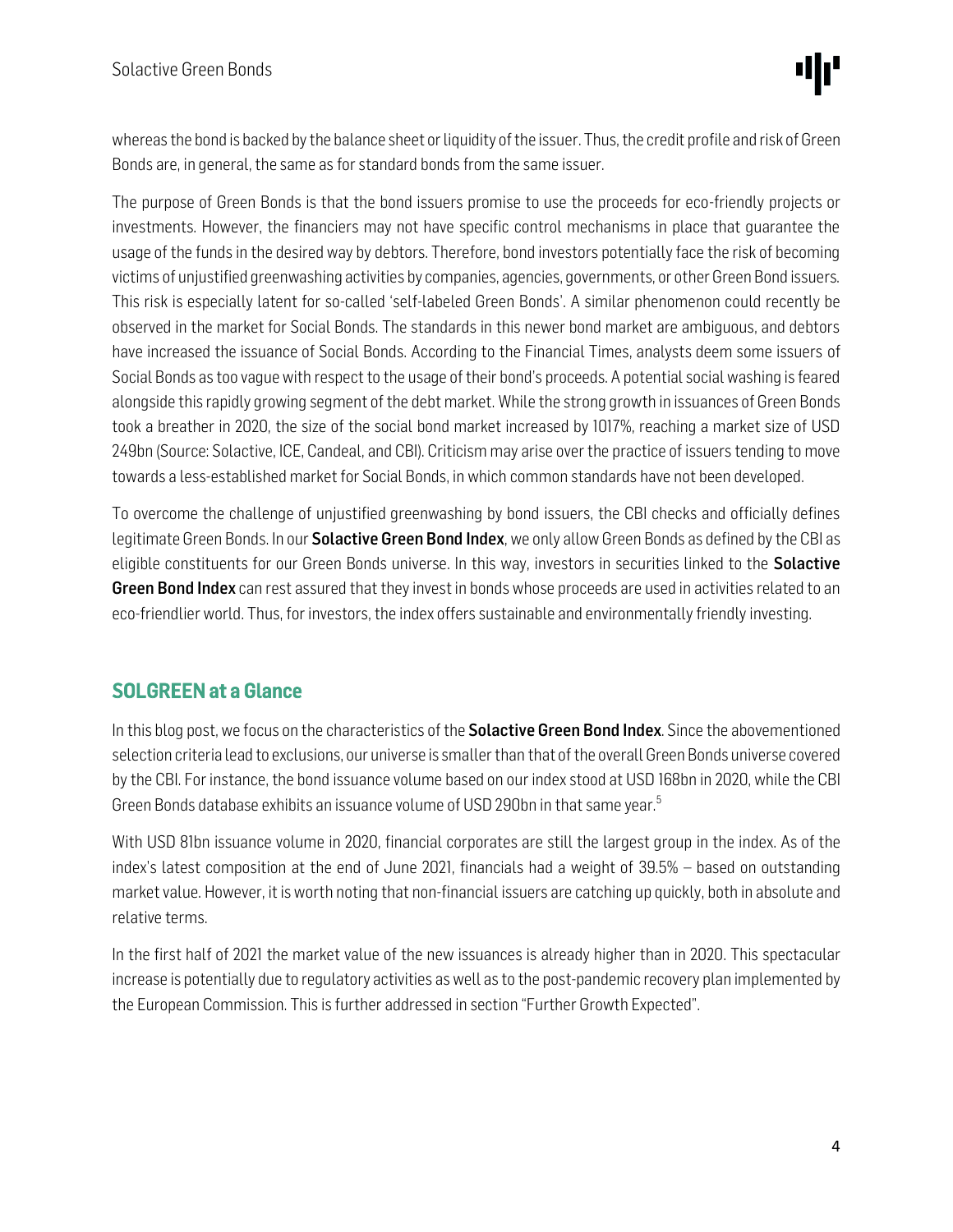whereas the bond is backed by the balance sheet or liquidity of the issuer. Thus, the credit profile and risk of Green Bonds are, in general, the same as for standard bonds from the same issuer.

The purpose of Green Bonds is that the bond issuers promise to use the proceeds for eco-friendly projects or investments. However, the financiers may not have specific control mechanisms in place that guarantee the usage of the funds in the desired way by debtors. Therefore, bond investors potentially face the risk of becoming victims of unjustified greenwashing activities by companies, agencies, governments, or other Green Bond issuers. This risk is especially latent for so-called 'self-labeled Green Bonds'. A similar phenomenon could recently be observed in the market for Social Bonds. The standards in this newer bond market are ambiguous, and debtors have increased the issuance of Social Bonds. According to the Financial Times, analysts deem some issuers of Social Bonds as too vague with respect to the usage of their bond's proceeds. A potential social washing is feared alongside this rapidly growing segment of the debt market. While the strong growth in issuances of Green Bonds took a breather in 2020, the size of the social bond market increased by 1017%, reaching a market size of USD 249bn (Source: Solactive, ICE, Candeal, and CBI). Criticism may arise over the practice of issuers tending to move towards a less-established market for Social Bonds, in which common standards have not been developed.

To overcome the challenge of unjustified greenwashing by bond issuers, the CBI checks and officially defines legitimate Green Bonds. In our **Solactive Green Bond Index**, we only allow Green Bonds as defined by the CBI as eligible constituents for our Green Bonds universe. In this way, investors in securities linked to the **Solactive Green Bond Index** can rest assured that they invest in bonds whose proceeds are used in activities related to an eco-friendlier world. Thus, for investors, the index offers sustainable and environmentally friendly investing.

## SOLGREEN at a Glance

In this blog post, we focus on the characteristics of the **Solactive Green Bond Index**. Since the abovementioned selection criteria lead to exclusions, our universe is smaller than that of the overall Green Bonds universe covered by the CBI. For instance, the bond issuance volume based on our index stood at USD 168bn in 2020, while the CBI Green Bonds database exhibits an issuance volume of USD 290bn in that same year.[5]

With USD 81bn issuance volume in 2020, financial corporates are still the largest group in the index. As of the index's latest composition at the end of June 2021, financials had a weight of 39.5% – based on outstanding market value. However, it is worth noting that non-financial issuers are catching up quickly, both in absolute and relative terms.

In the first half of 2021 the market value of the new issuances is already higher than in 2020. This spectacular increase is potentially due to regulatory activities as well as to the post-pandemic recovery plan implemented by the European Commission. This is further addressed in section "Further Growth Expected".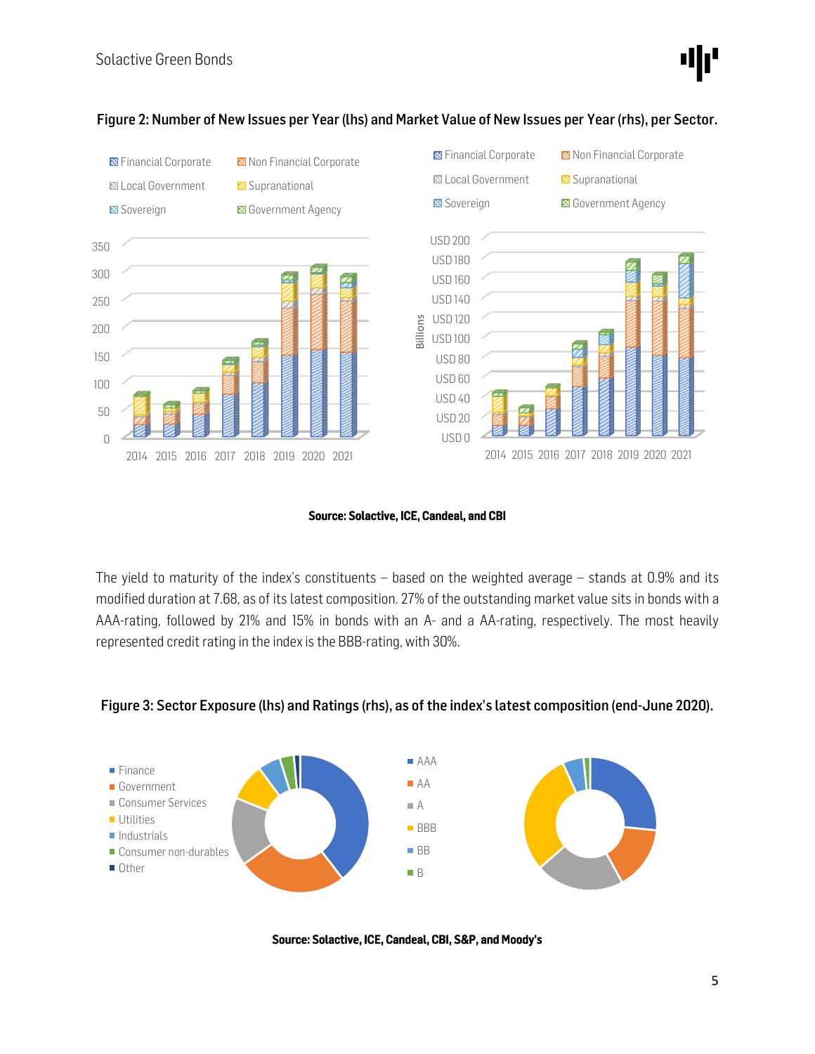**Figure 2: Number of New Issues per Year (lhs) and Market Value of New Issues per Year (rhs), per Sector.**

**Source: Solactive, ICE, Candeal, and CBI**

The yield to maturity of the index's constituents – based on the weighted average – stands at 0.9% and its modified duration at 7.68, as of its latest composition. 27% of the outstanding market value sits in bonds with a AAA-rating, followed by 21% and 15% in bonds with an A- and a AA-rating, respectively. The most heavily represented credit rating in the index is the BBB-rating, with 30%.

**Figure 3: Sector Exposure (lhs) and Ratings (rhs), as of the index's latest composition (end-June 2020).**

**Source: Solactive, ICE, Candeal, CBI, S&P, and Moody's**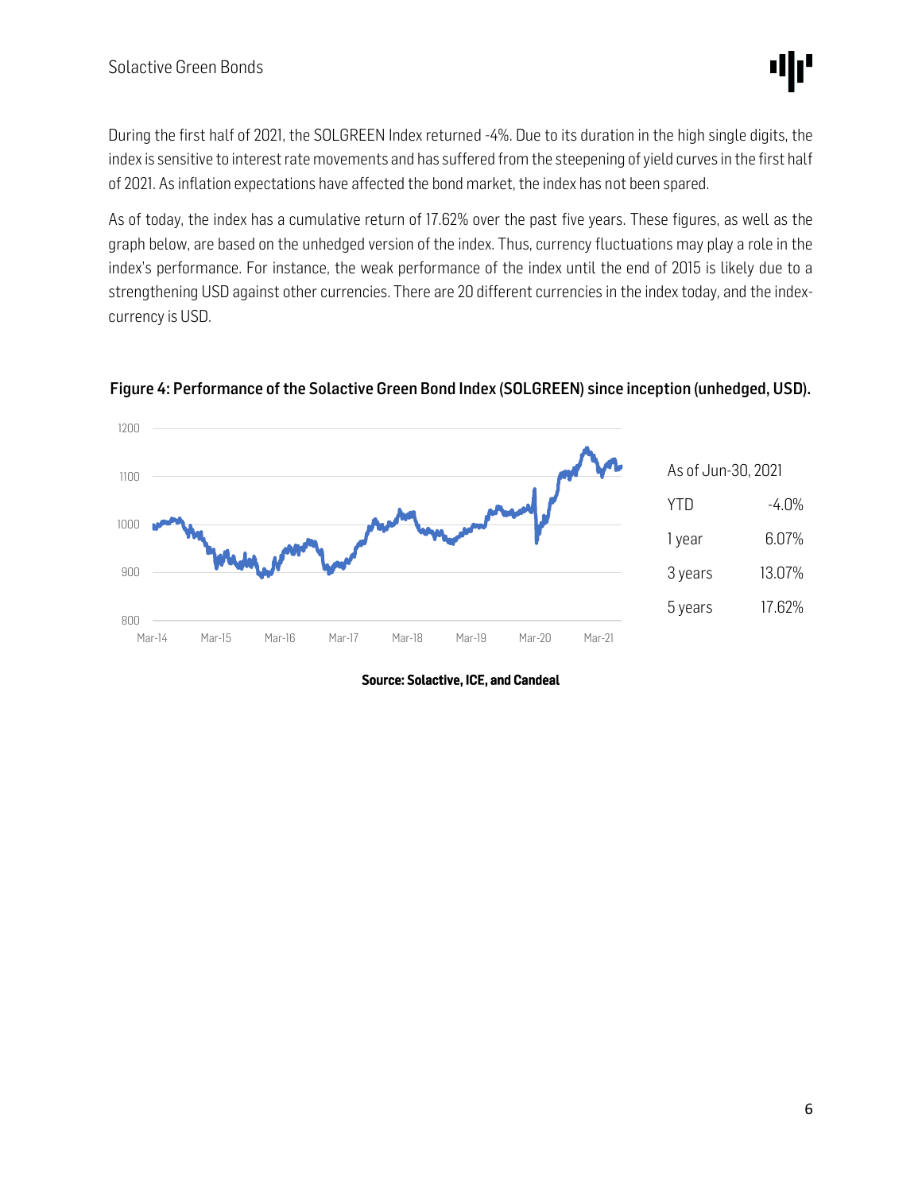During the first half of 2021, the SOLGREEN Index returned -4%. Due to its duration in the high single digits, the index is sensitive to interest rate movements and has suffered from the steepening of yield curves in the first half of 2021. As inflation expectations have affected the bond market, the index has not been spared.

As of today, the index has a cumulative return of 17.62% over the past five years. These figures, as well as the graph below, are based on the unhedged version of the index. Thus, currency fluctuations may play a role in the index's performance. For instance, the weak performance of the index until the end of 2015 is likely due to a strengthening USD against other currencies. There are 20 different currencies in the index today, and the index-currency is USD.

**Figure 4: Performance of the Solactive Green Bond Index (SOLGREEN) since inception (unhedged, USD).**

| As of Jun-30, 2021 | |
|---|---|
| YTD | -4.0% |
| 1 year | 6.07% |
| 3 years | 13.07% |
| 5 years | 17.62% |

**Source: Solactive, ICE, and Candeal**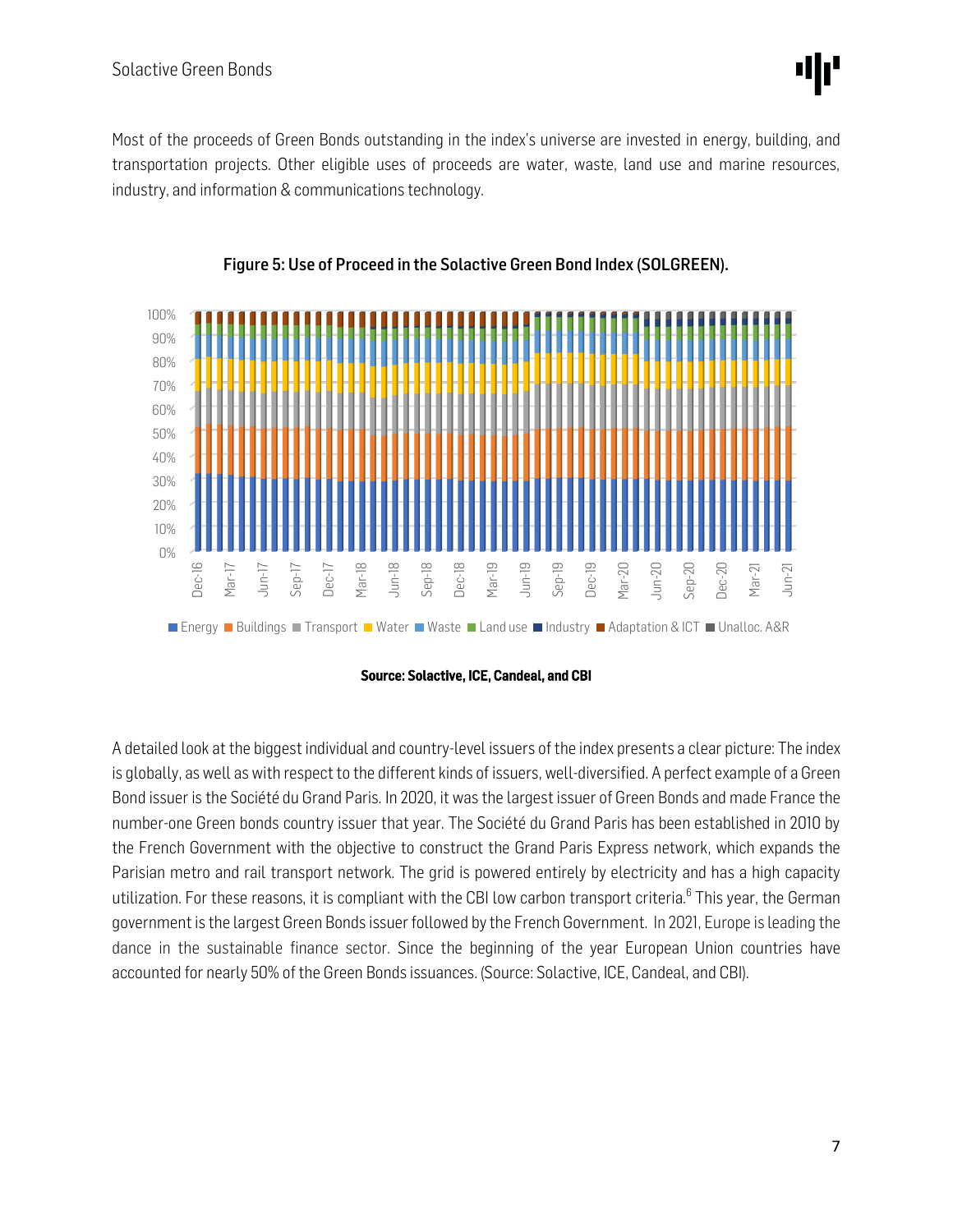Most of the proceeds of Green Bonds outstanding in the index's universe are invested in energy, building, and transportation projects. Other eligible uses of proceeds are water, waste, land use and marine resources, industry, and information & communications technology.

**Figure 5: Use of Proceed in the Solactive Green Bond Index (SOLGREEN).**

**Source: Solactive, ICE, Candeal, and CBI**

A detailed look at the biggest individual and country-level issuers of the index presents a clear picture: The index is globally, as well as with respect to the different kinds of issuers, well-diversified. A perfect example of a Green Bond issuer is the Société du Grand Paris. In 2020, it was the largest issuer of Green Bonds and made France the number-one Green bonds country issuer that year. The Société du Grand Paris has been established in 2010 by the French Government with the objective to construct the Grand Paris Express network, which expands the Parisian metro and rail transport network. The grid is powered entirely by electricity and has a high capacity utilization. For these reasons, it is compliant with the CBI low carbon transport criteria.[6] This year, the German government is the largest Green Bonds issuer followed by the French Government. In 2021, Europe is leading the dance in the sustainable finance sector. Since the beginning of the year European Union countries have accounted for nearly 50% of the Green Bonds issuances. (Source: Solactive, ICE, Candeal, and CBI).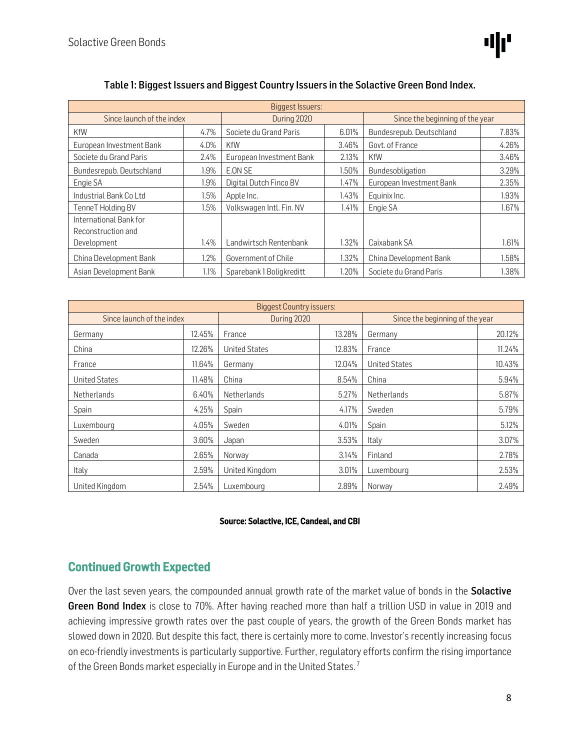**Table 1: Biggest Issuers and Biggest Country Issuers in the Solactive Green Bond Index.**

| Biggest Issuers: | | | | | |
|---|---|---|---|---|---|
| Since launch of the index | | During 2020 | | Since the beginning of the year | |
| KfW | 4.7% | Societe du Grand Paris | 6.01% | Bundesrepub. Deutschland | 7.83% |
| European Investment Bank | 4.0% | KfW | 3.46% | Govt. of France | 4.26% |
| Societe du Grand Paris | 2.4% | European Investment Bank | 2.13% | KfW | 3.46% |
| Bundesrepub. Deutschland | 1.9% | E.ON SE | 1.50% | Bundesobligation | 3.29% |
| Engie SA | 1.9% | Digital Dutch Finco BV | 1.47% | European Investment Bank | 2.35% |
| Industrial Bank Co Ltd | 1.5% | Apple Inc. | 1.43% | Equinix Inc. | 1.93% |
| TenneT Holding BV | 1.5% | Volkswagen Intl. Fin. NV | 1.41% | Engie SA | 1.67% |
| International Bank for Reconstruction and Development | 1.4% | Landwirtsch Rentenbank | 1.32% | Caixabank SA | 1.61% |
| China Development Bank | 1.2% | Government of Chile | 1.32% | China Development Bank | 1.58% |
| Asian Development Bank | 1.1% | Sparebank 1 Boligkreditt | 1.20% | Societe du Grand Paris | 1.38% |

| Biggest Country issuers: | | | | | |
|---|---|---|---|---|---|
| Since launch of the index | | During 2020 | | Since the beginning of the year | |
| Germany | 12.45% | France | 13.28% | Germany | 20.12% |
| China | 12.26% | United States | 12.83% | France | 11.24% |
| France | 11.64% | Germany | 12.04% | United States | 10.43% |
| United States | 11.48% | China | 8.54% | China | 5.94% |
| Netherlands | 6.40% | Netherlands | 5.27% | Netherlands | 5.87% |
| Spain | 4.25% | Spain | 4.17% | Sweden | 5.79% |
| Luxembourg | 4.05% | Sweden | 4.01% | Spain | 5.12% |
| Sweden | 3.60% | Japan | 3.53% | Italy | 3.07% |
| Canada | 2.65% | Norway | 3.14% | Finland | 2.78% |
| Italy | 2.59% | United Kingdom | 3.01% | Luxembourg | 2.53% |
| United Kingdom | 2.54% | Luxembourg | 2.89% | Norway | 2.49% |

**Source: Solactive, ICE, Candeal, and CBI**

## Continued Growth Expected

Over the last seven years, the compounded annual growth rate of the market value of bonds in the **Solactive Green Bond Index** is close to 70%. After having reached more than half a trillion USD in value in 2019 and achieving impressive growth rates over the past couple of years, the growth of the Green Bonds market has slowed down in 2020. But despite this fact, there is certainly more to come. Investor's recently increasing focus on eco-friendly investments is particularly supportive. Further, regulatory efforts confirm the rising importance of the Green Bonds market especially in Europe and in the United States. [7]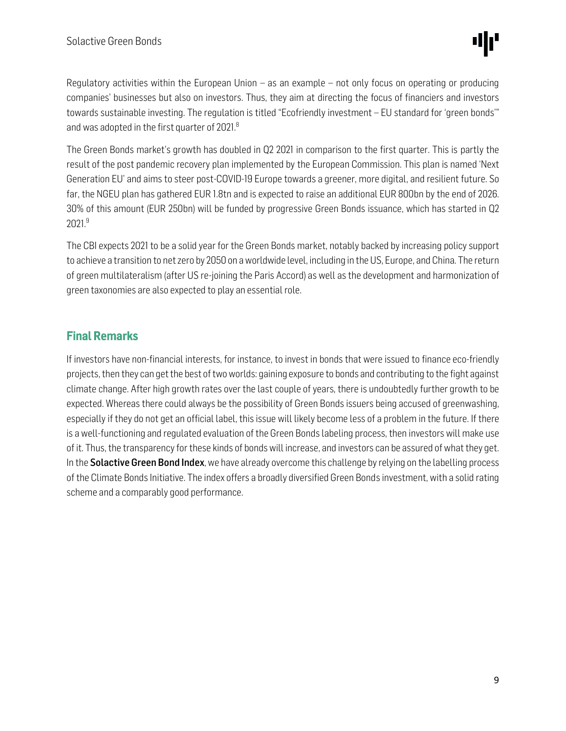Regulatory activities within the European Union – as an example – not only focus on operating or producing companies' businesses but also on investors. Thus, they aim at directing the focus of financiers and investors towards sustainable investing. The regulation is titled "Ecofriendly investment – EU standard for 'green bonds'" and was adopted in the first quarter of 2021.[8]

The Green Bonds market's growth has doubled in Q2 2021 in comparison to the first quarter. This is partly the result of the post pandemic recovery plan implemented by the European Commission. This plan is named 'Next Generation EU' and aims to steer post-COVID-19 Europe towards a greener, more digital, and resilient future. So far, the NGEU plan has gathered EUR 1.8tn and is expected to raise an additional EUR 800bn by the end of 2026. 30% of this amount (EUR 250bn) will be funded by progressive Green Bonds issuance, which has started in Q2 2021.[9]

The CBI expects 2021 to be a solid year for the Green Bonds market, notably backed by increasing policy support to achieve a transition to net zero by 2050 on a worldwide level, including in the US, Europe, and China. The return of green multilateralism (after US re-joining the Paris Accord) as well as the development and harmonization of green taxonomies are also expected to play an essential role.

## Final Remarks

If investors have non-financial interests, for instance, to invest in bonds that were issued to finance eco-friendly projects, then they can get the best of two worlds: gaining exposure to bonds and contributing to the fight against climate change. After high growth rates over the last couple of years, there is undoubtedly further growth to be expected. Whereas there could always be the possibility of Green Bonds issuers being accused of greenwashing, especially if they do not get an official label, this issue will likely become less of a problem in the future. If there is a well-functioning and regulated evaluation of the Green Bonds labeling process, then investors will make use of it. Thus, the transparency for these kinds of bonds will increase, and investors can be assured of what they get. In the **Solactive Green Bond Index**, we have already overcome this challenge by relying on the labelling process of the Climate Bonds Initiative. The index offers a broadly diversified Green Bonds investment, with a solid rating scheme and a comparably good performance.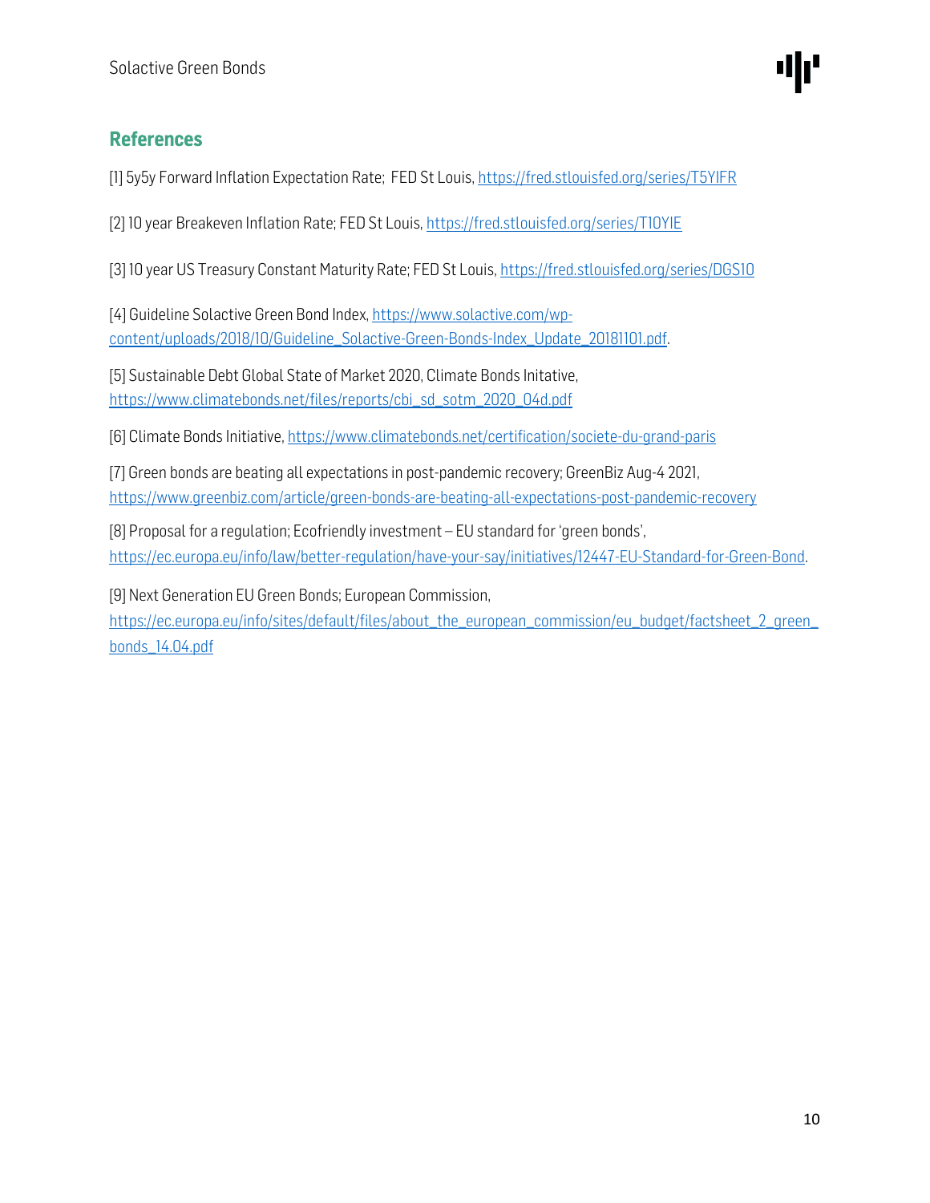## References

[1] 5y5y Forward Inflation Expectation Rate;  FED St Louis, https://fred.stlouisfed.org/series/T5YIFR

[2] 10 year Breakeven Inflation Rate; FED St Louis, https://fred.stlouisfed.org/series/T10YIE

[3] 10 year US Treasury Constant Maturity Rate; FED St Louis, https://fred.stlouisfed.org/series/DGS10

[4] Guideline Solactive Green Bond Index, https://www.solactive.com/wp-content/uploads/2018/10/Guideline_Solactive-Green-Bonds-Index_Update_20181101.pdf.

[5] Sustainable Debt Global State of Market 2020, Climate Bonds Initative, https://www.climatebonds.net/files/reports/cbi_sd_sotm_2020_04d.pdf

[6] Climate Bonds Initiative, https://www.climatebonds.net/certification/societe-du-grand-paris

[7] Green bonds are beating all expectations in post-pandemic recovery; GreenBiz Aug-4 2021, https://www.greenbiz.com/article/green-bonds-are-beating-all-expectations-post-pandemic-recovery

[8] Proposal for a regulation; Ecofriendly investment – EU standard for 'green bonds', https://ec.europa.eu/info/law/better-regulation/have-your-say/initiatives/12447-EU-Standard-for-Green-Bond.

[9] Next Generation EU Green Bonds; European Commission, https://ec.europa.eu/info/sites/default/files/about_the_european_commission/eu_budget/factsheet_2_green_bonds_14.04.pdf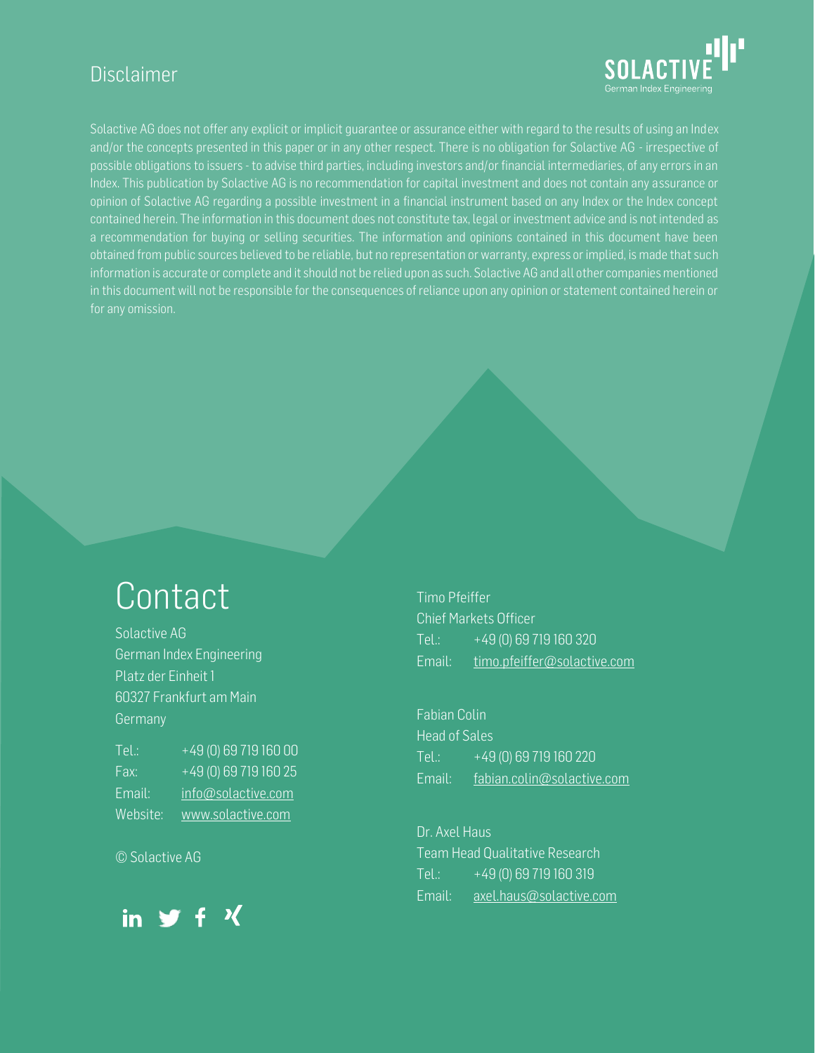## Disclaimer

Solactive AG does not offer any explicit or implicit guarantee or assurance either with regard to the results of using an Index and/or the concepts presented in this paper or in any other respect. There is no obligation for Solactive AG - irrespective of possible obligations to issuers - to advise third parties, including investors and/or financial intermediaries, of any errors in an Index. This publication by Solactive AG is no recommendation for capital investment and does not contain any assurance or opinion of Solactive AG regarding a possible investment in a financial instrument based on any Index or the Index concept contained herein. The information in this document does not constitute tax, legal or investment advice and is not intended as a recommendation for buying or selling securities. The information and opinions contained in this document have been obtained from public sources believed to be reliable, but no representation or warranty, express or implied, is made that such information is accurate or complete and it should not be relied upon as such. Solactive AG and all other companies mentioned in this document will not be responsible for the consequences of reliance upon any opinion or statement contained herein or for any omission.

# Contact

Solactive AG
German Index Engineering
Platz der Einheit 1
60327 Frankfurt am Main
Germany

Tel.: +49 (0) 69 719 160 00
Fax: +49 (0) 69 719 160 25
Email: info@solactive.com
Website: www.solactive.com

© Solactive AG

Timo Pfeiffer
Chief Markets Officer
Tel.: +49 (0) 69 719 160 320
Email: timo.pfeiffer@solactive.com

Fabian Colin
Head of Sales
Tel.: +49 (0) 69 719 160 220
Email: fabian.colin@solactive.com

Dr. Axel Haus
Team Head Qualitative Research
Tel.: +49 (0) 69 719 160 319
Email: axel.haus@solactive.com